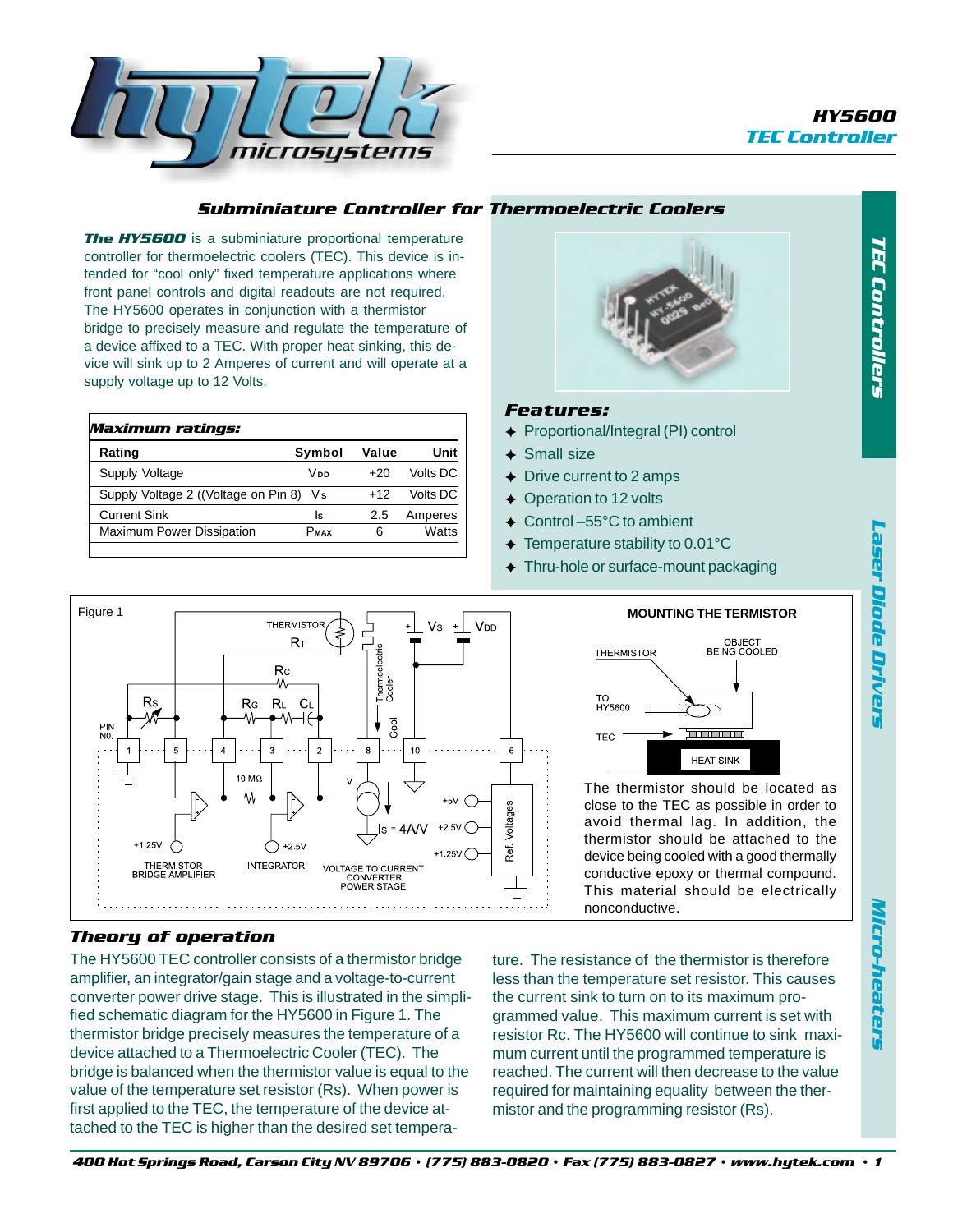# HY5600
## TEC Controller

### Subminiature Controller for Thermoelectric Coolers

***The HY5600*** is a subminiature proportional temperature controller for thermoelectric coolers (TEC). This device is intended for "cool only" fixed temperature applications where front panel controls and digital readouts are not required. The HY5600 operates in conjunction with a thermistor bridge to precisely measure and regulate the temperature of a device affixed to a TEC. With proper heat sinking, this device will sink up to 2 Amperes of current and will operate at a supply voltage up to 12 Volts.

**Maximum ratings:**

| Rating | Symbol | Value | Unit |
|---|---|---|---|
| Supply Voltage | $V_{DD}$ | +20 | Volts DC |
| Supply Voltage 2 ((Voltage on Pin 8) | $V_S$ | +12 | Volts DC |
| Current Sink | $I_S$ | 2.5 | Amperes |
| Maximum Power Dissipation | $P_{MAX}$ | 6 | Watts |

**Features:**

- Proportional/Integral (PI) control
- Small size
- Drive current to 2 amps
- Operation to 12 volts
- Control –55°C to ambient
- Temperature stability to 0.01°C
- Thru-hole or surface-mount packaging

Figure 1

**MOUNTING THE TERMISTOR**

The thermistor should be located as close to the TEC as possible in order to avoid thermal lag. In addition, the thermistor should be attached to the device being cooled with a good thermally conductive epoxy or thermal compound. This material should be electrically nonconductive.

### Theory of operation

The HY5600 TEC controller consists of a thermistor bridge amplifier, an integrator/gain stage and a voltage-to-current converter power drive stage. This is illustrated in the simplified schematic diagram for the HY5600 in Figure 1. The thermistor bridge precisely measures the temperature of a device attached to a Thermoelectric Cooler (TEC). The bridge is balanced when the thermistor value is equal to the value of the temperature set resistor (Rs). When power is first applied to the TEC, the temperature of the device attached to the TEC is higher than the desired set temperature. The resistance of the thermistor is therefore less than the temperature set resistor. This causes the current sink to turn on to its maximum programmed value. This maximum current is set with resistor Rc. The HY5600 will continue to sink maximum current until the programmed temperature is reached. The current will then decrease to the value required for maintaining equality between the thermistor and the programming resistor (Rs).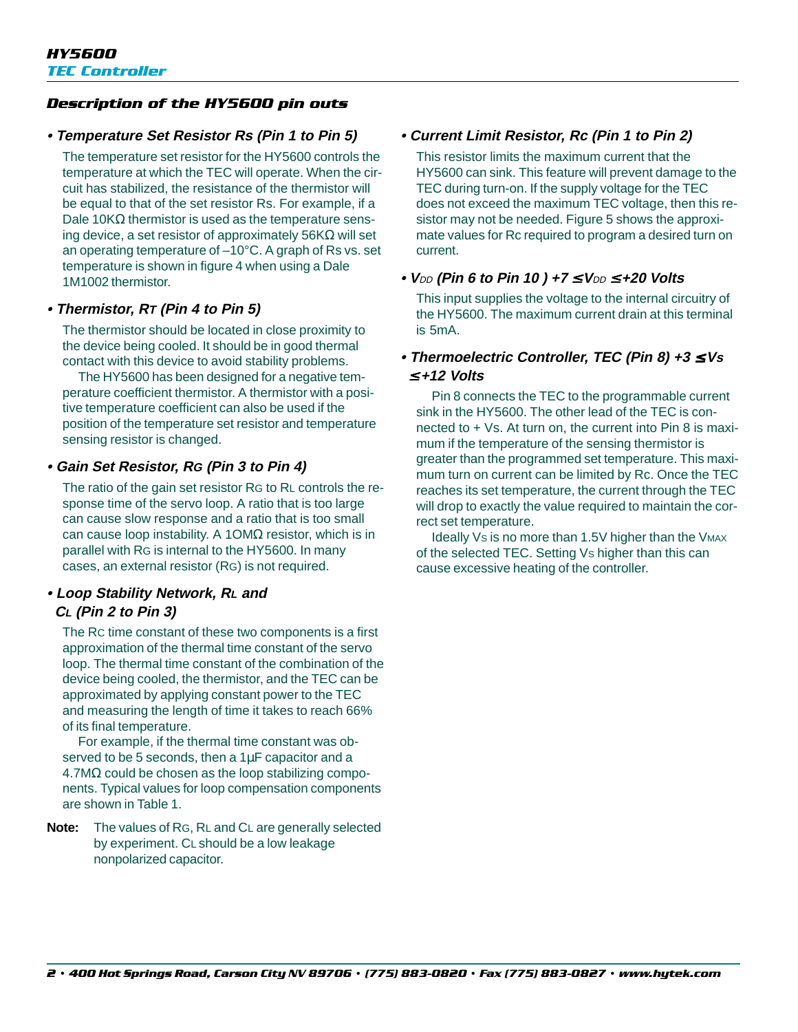## Description of the HY5600 pin outs

### • Temperature Set Resistor Rs (Pin 1 to Pin 5)

The temperature set resistor for the HY5600 controls the temperature at which the TEC will operate. When the circuit has stabilized, the resistance of the thermistor will be equal to that of the set resistor Rs. For example, if a Dale 10KΩ thermistor is used as the temperature sensing device, a set resistor of approximately 56KΩ will set an operating temperature of –10°C. A graph of Rs vs. set temperature is shown in figure 4 when using a Dale 1M1002 thermistor.

### • Thermistor, $R_T$ (Pin 4 to Pin 5)

The thermistor should be located in close proximity to the device being cooled. It should be in good thermal contact with this device to avoid stability problems.

The HY5600 has been designed for a negative temperature coefficient thermistor. A thermistor with a positive temperature coefficient can also be used if the position of the temperature set resistor and temperature sensing resistor is changed.

### • Gain Set Resistor, $R_G$ (Pin 3 to Pin 4)

The ratio of the gain set resistor $R_G$ to $R_L$ controls the response time of the servo loop. A ratio that is too large can cause slow response and a ratio that is too small can cause loop instability. A 1OMΩ resistor, which is in parallel with $R_G$ is internal to the HY5600. In many cases, an external resistor ($R_G$) is not required.

### • Loop Stability Network, $R_L$ and $C_L$ (Pin 2 to Pin 3)

The RC time constant of these two components is a first approximation of the thermal time constant of the servo loop. The thermal time constant of the combination of the device being cooled, the thermistor, and the TEC can be approximated by applying constant power to the TEC and measuring the length of time it takes to reach 66% of its final temperature.

For example, if the thermal time constant was observed to be 5 seconds, then a 1µF capacitor and a 4.7MΩ could be chosen as the loop stabilizing components. Typical values for loop compensation components are shown in Table 1.

**Note:** The values of $R_G$, $R_L$ and $C_L$ are generally selected by experiment. $C_L$ should be a low leakage nonpolarized capacitor.

### • Current Limit Resistor, Rc (Pin 1 to Pin 2)

This resistor limits the maximum current that the HY5600 can sink. This feature will prevent damage to the TEC during turn-on. If the supply voltage for the TEC does not exceed the maximum TEC voltage, then this resistor may not be needed. Figure 5 shows the approximate values for Rc required to program a desired turn on current.

### • $V_{DD}$ (Pin 6 to Pin 10 ) $+7 \leq V_{DD} \leq +20$ Volts

This input supplies the voltage to the internal circuitry of the HY5600. The maximum current drain at this terminal is 5mA.

### • Thermoelectric Controller, TEC (Pin 8) $+3 \leq V_S \leq +12$ Volts

Pin 8 connects the TEC to the programmable current sink in the HY5600. The other lead of the TEC is connected to + Vs. At turn on, the current into Pin 8 is maximum if the temperature of the sensing thermistor is greater than the programmed set temperature. This maximum turn on current can be limited by Rc. Once the TEC reaches its set temperature, the current through the TEC will drop to exactly the value required to maintain the correct set temperature.

Ideally $V_S$ is no more than 1.5V higher than the $V_{MAX}$ of the selected TEC. Setting $V_S$ higher than this can cause excessive heating of the controller.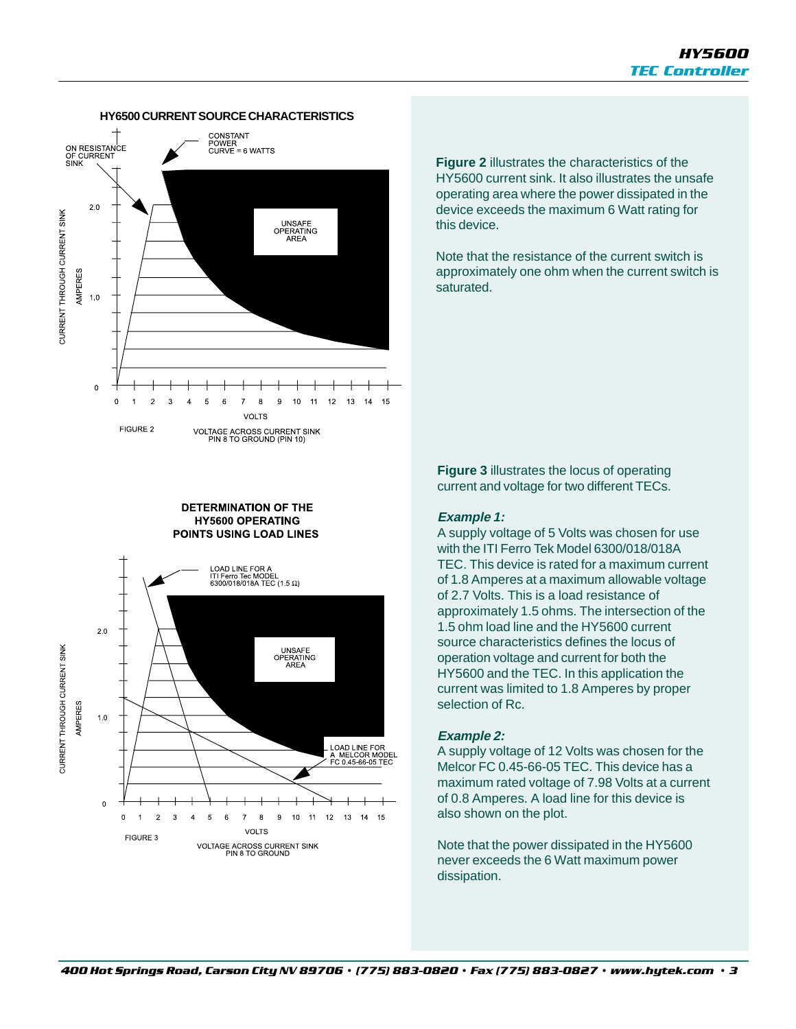**HY6500 CURRENT SOURCE CHARACTERISTICS**

ON RESISTANCE OF CURRENT SINK

CONSTANT POWER CURVE = 6 WATTS

UNSAFE OPERATING AREA

CURRENT THROUGH CURRENT SINK AMPERES

VOLTS

FIGURE 2 VOLTAGE ACROSS CURRENT SINK PIN 8 TO GROUND (PIN 10)

**Figure 2** illustrates the characteristics of the HY5600 current sink. It also illustrates the unsafe operating area where the power dissipated in the device exceeds the maximum 6 Watt rating for this device.

Note that the resistance of the current switch is approximately one ohm when the current switch is saturated.

**DETERMINATION OF THE HY5600 OPERATING POINTS USING LOAD LINES**

LOAD LINE FOR A ITI Ferro Tec MODEL 6300/018/018A TEC (1.5 Ω)

UNSAFE OPERATING AREA

LOAD LINE FOR A MELCOR MODEL FC 0.45-66-05 TEC

CURRENT THROUGH CURRENT SINK AMPERES

VOLTS

FIGURE 3 VOLTAGE ACROSS CURRENT SINK PIN 8 TO GROUND

**Figure 3** illustrates the locus of operating current and voltage for two different TECs.

***Example 1:***

A supply voltage of 5 Volts was chosen for use with the ITI Ferro Tek Model 6300/018/018A TEC. This device is rated for a maximum current of 1.8 Amperes at a maximum allowable voltage of 2.7 Volts. This is a load resistance of approximately 1.5 ohms. The intersection of the 1.5 ohm load line and the HY5600 current source characteristics defines the locus of operation voltage and current for both the HY5600 and the TEC. In this application the current was limited to 1.8 Amperes by proper selection of Rc.

***Example 2:***

A supply voltage of 12 Volts was chosen for the Melcor FC 0.45-66-05 TEC. This device has a maximum rated voltage of 7.98 Volts at a current of 0.8 Amperes. A load line for this device is also shown on the plot.

Note that the power dissipated in the HY5600 never exceeds the 6 Watt maximum power dissipation.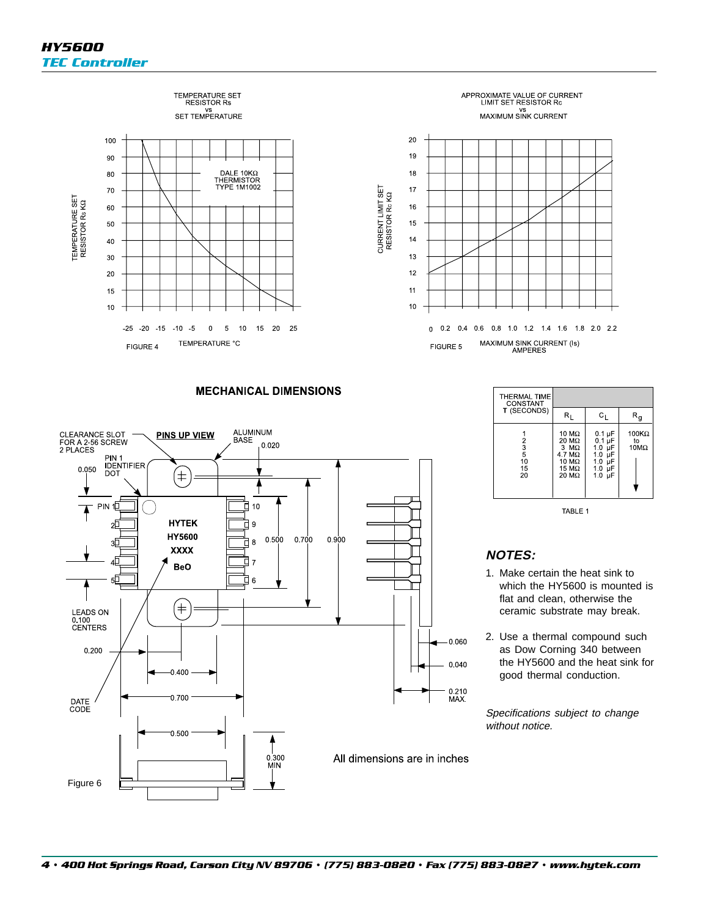TEMPERATURE SET RESISTOR Rs vs SET TEMPERATURE

TEMPERATURE SET RESISTOR Rs KΩ

100
90
80
70
60
50
40
30
20
15
10

-25 -20 -15 -10 -5 0 5 10 15 20 25

DALE 10KΩ THERMISTOR TYPE 1M1002

FIGURE 4

TEMPERATURE °C

APPROXIMATE VALUE OF CURRENT LIMIT SET RESISTOR Rc vs MAXIMUM SINK CURRENT

CURRENT LIMIT SET RESISTOR Rc KΩ

20
19
18
17
16
15
14
13
12
11
10

0 0.2 0.4 0.6 0.8 1.0 1.2 1.4 1.6 1.8 2.0 2.2

FIGURE 5

MAXIMUM SINK CURRENT (Is) AMPERES

## MECHANICAL DIMENSIONS

CLEARANCE SLOT FOR A 2-56 SCREW 2 PLACES

PINS UP VIEW

ALUMINUM BASE

0.020

PIN 1 IDENTIFIER DOT

0.050

PIN 1

2
3
4
5

10
9
8
7
6

HYTEK
HY5600
XXXX
BeO

0.500
0.700
0.900

LEADS ON 0.100 CENTERS

0.200

0.400

0.700

DATE CODE

0.060
0.040
0.210 MAX.

0.500

0.300 MIN

Figure 6

All dimensions are in inches

| THERMAL TIME CONSTANT T (SECONDS) | $R_L$ | $C_L$ | $R_g$ |
|---|---|---|---|
| 1 | 10 MΩ | 0.1 µF | 100KΩ to 10MΩ |
| 2 | 20 MΩ | 0.1 µF | |
| 3 | 3 MΩ | 1.0 µF | |
| 5 | 4.7 MΩ | 1.0 µF | |
| 10 | 10 MΩ | 1.0 µF | |
| 15 | 15 MΩ | 1.0 µF | |
| 20 | 20 MΩ | 1.0 µF | |

TABLE 1

### *NOTES:*

1. Make certain the heat sink to which the HY5600 is mounted is flat and clean, otherwise the ceramic substrate may break.
2. Use a thermal compound such as Dow Corning 340 between the HY5600 and the heat sink for good thermal conduction.

*Specifications subject to change without notice.*